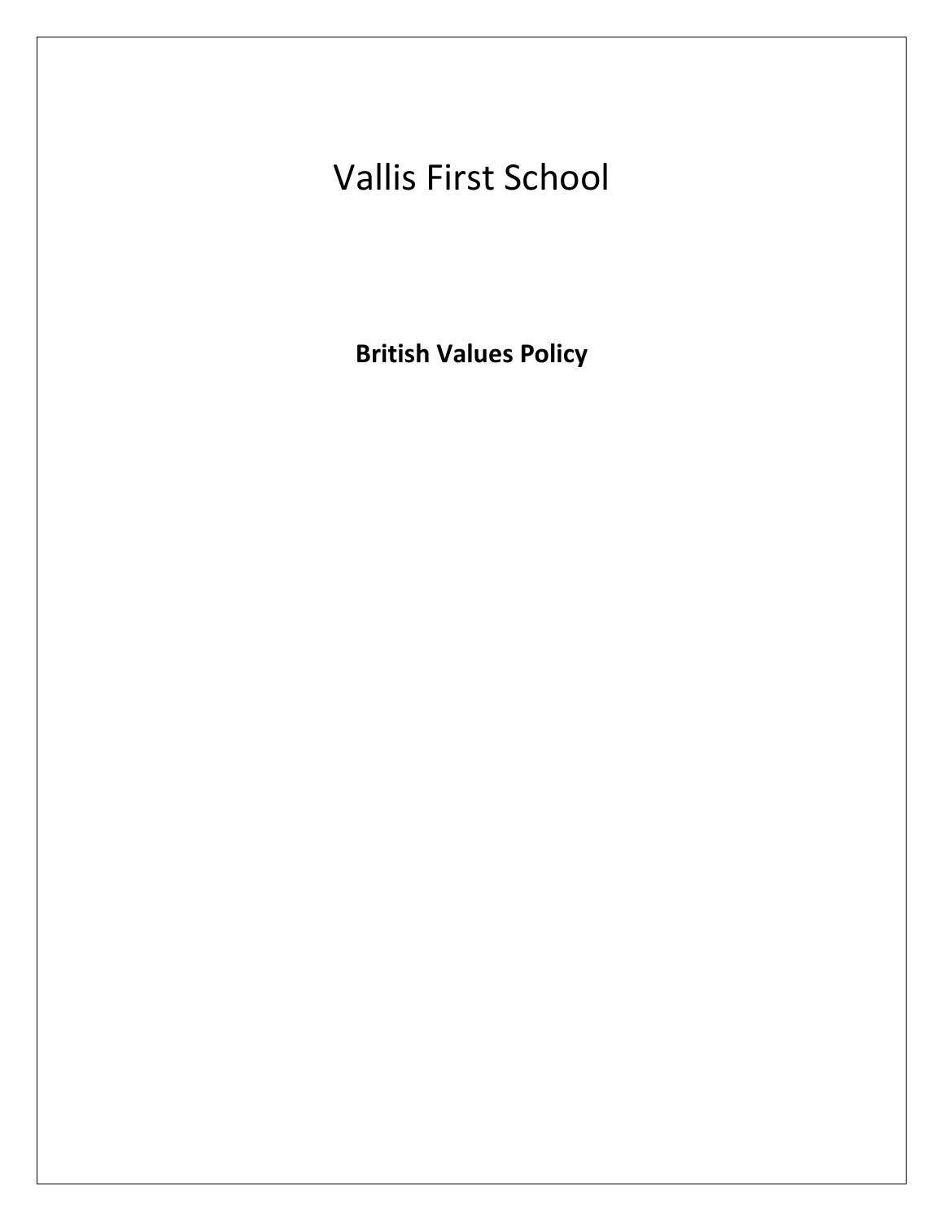# Vallis First School

## British Values Policy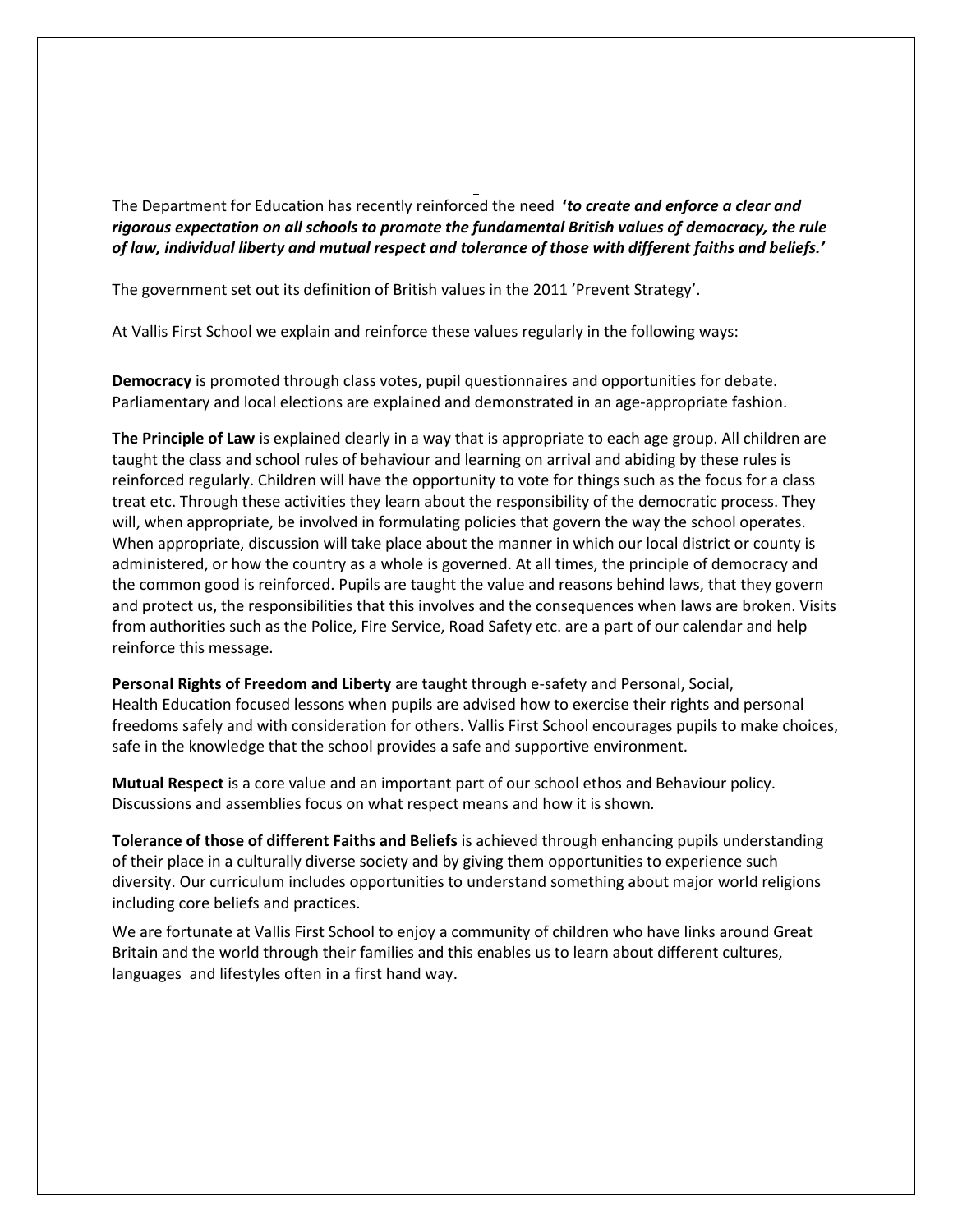The Department for Education has recently reinforced the need ***'to create and enforce a clear and rigorous expectation on all schools to promote the fundamental British values of democracy, the rule of law, individual liberty and mutual respect and tolerance of those with different faiths and beliefs.'***

The government set out its definition of British values in the 2011 'Prevent Strategy'.

At Vallis First School we explain and reinforce these values regularly in the following ways:

**Democracy** is promoted through class votes, pupil questionnaires and opportunities for debate. Parliamentary and local elections are explained and demonstrated in an age-appropriate fashion.

**The Principle of Law** is explained clearly in a way that is appropriate to each age group. All children are taught the class and school rules of behaviour and learning on arrival and abiding by these rules is reinforced regularly. Children will have the opportunity to vote for things such as the focus for a class treat etc. Through these activities they learn about the responsibility of the democratic process. They will, when appropriate, be involved in formulating policies that govern the way the school operates. When appropriate, discussion will take place about the manner in which our local district or county is administered, or how the country as a whole is governed. At all times, the principle of democracy and the common good is reinforced. Pupils are taught the value and reasons behind laws, that they govern and protect us, the responsibilities that this involves and the consequences when laws are broken. Visits from authorities such as the Police, Fire Service, Road Safety etc. are a part of our calendar and help reinforce this message.

**Personal Rights of Freedom and Liberty** are taught through e-safety and Personal, Social, Health Education focused lessons when pupils are advised how to exercise their rights and personal freedoms safely and with consideration for others. Vallis First School encourages pupils to make choices, safe in the knowledge that the school provides a safe and supportive environment.

**Mutual Respect** is a core value and an important part of our school ethos and Behaviour policy. Discussions and assemblies focus on what respect means and how it is shown.

**Tolerance of those of different Faiths and Beliefs** is achieved through enhancing pupils understanding of their place in a culturally diverse society and by giving them opportunities to experience such diversity. Our curriculum includes opportunities to understand something about major world religions including core beliefs and practices.

We are fortunate at Vallis First School to enjoy a community of children who have links around Great Britain and the world through their families and this enables us to learn about different cultures, languages and lifestyles often in a first hand way.